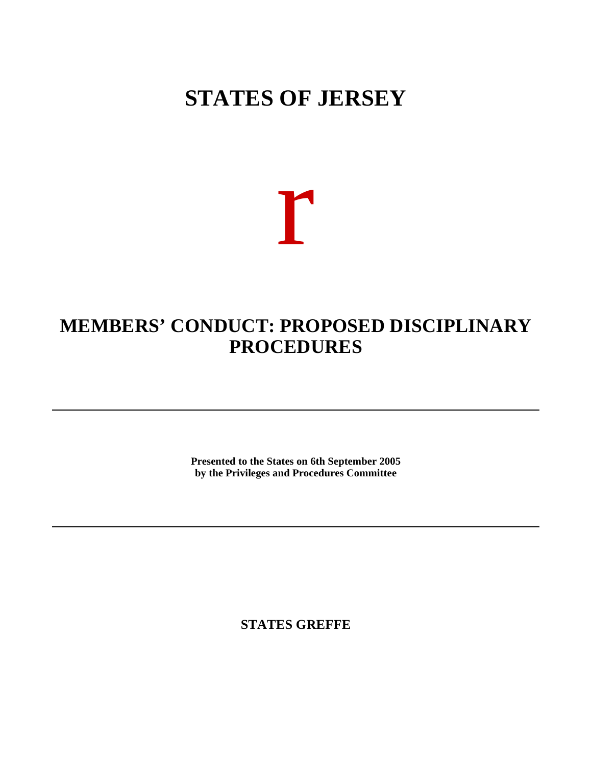# STATES OF JERSEY

r

# MEMBERS' CONDUCT: PROPOSED DISCIPLINARY PROCEDURES

---

**Presented to the States on 6th September 2005**
**by the Privileges and Procedures Committee**

---

**STATES GREFFE**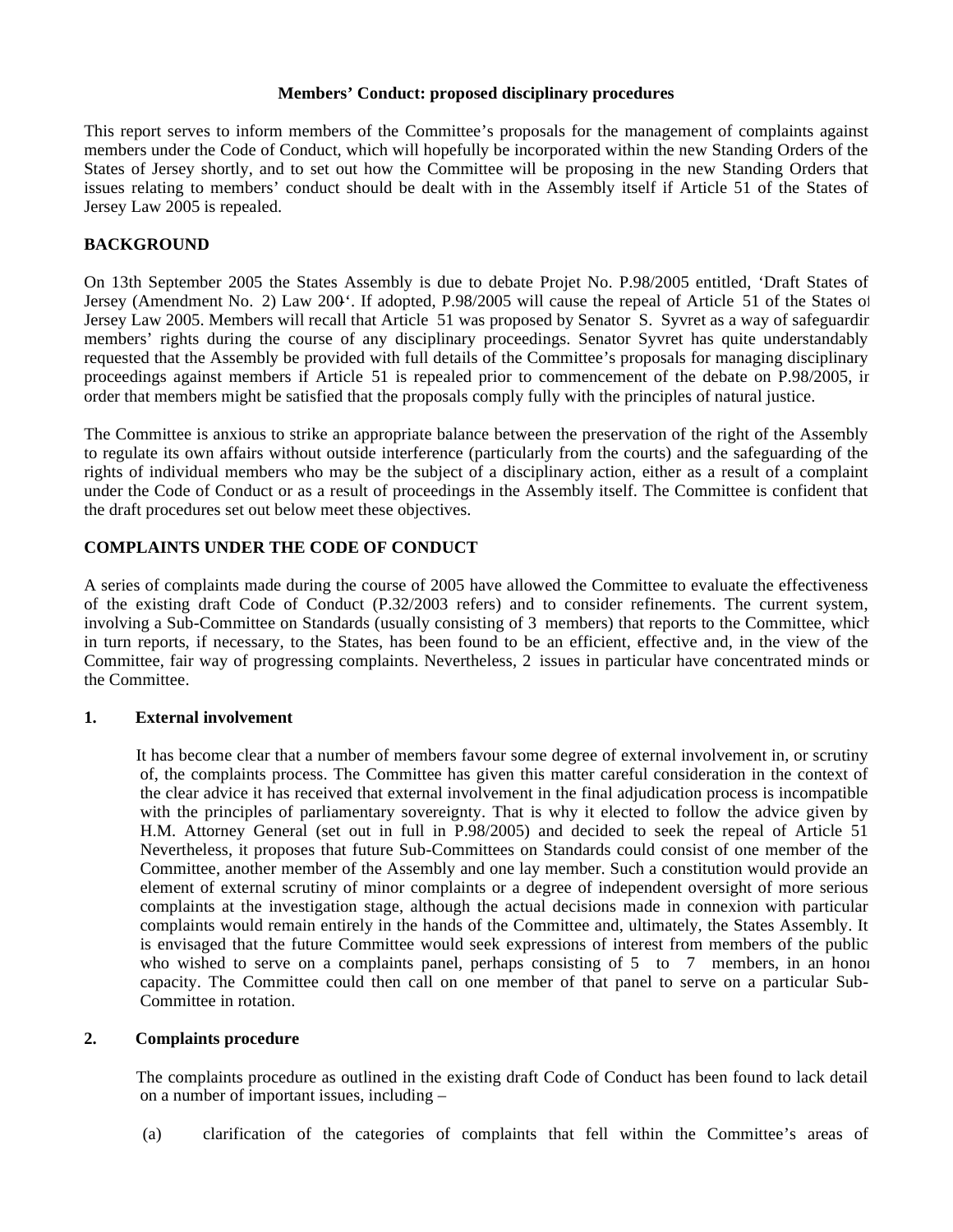**Members' Conduct: proposed disciplinary procedures**

This report serves to inform members of the Committee's proposals for the management of complaints against members under the Code of Conduct, which will hopefully be incorporated within the new Standing Orders of the States of Jersey shortly, and to set out how the Committee will be proposing in the new Standing Orders that issues relating to members' conduct should be dealt with in the Assembly itself if Article 51 of the States of Jersey Law 2005 is repealed.

## BACKGROUND

On 13th September 2005 the States Assembly is due to debate Projet No. P.98/2005 entitled, 'Draft States of Jersey (Amendment No. 2) Law 200-'. If adopted, P.98/2005 will cause the repeal of Article 51 of the States of Jersey Law 2005. Members will recall that Article 51 was proposed by Senator S. Syvret as a way of safeguarding members' rights during the course of any disciplinary proceedings. Senator Syvret has quite understandably requested that the Assembly be provided with full details of the Committee's proposals for managing disciplinary proceedings against members if Article 51 is repealed prior to commencement of the debate on P.98/2005, in order that members might be satisfied that the proposals comply fully with the principles of natural justice.

The Committee is anxious to strike an appropriate balance between the preservation of the right of the Assembly to regulate its own affairs without outside interference (particularly from the courts) and the safeguarding of the rights of individual members who may be the subject of a disciplinary action, either as a result of a complaint under the Code of Conduct or as a result of proceedings in the Assembly itself. The Committee is confident that the draft procedures set out below meet these objectives.

## COMPLAINTS UNDER THE CODE OF CONDUCT

A series of complaints made during the course of 2005 have allowed the Committee to evaluate the effectiveness of the existing draft Code of Conduct (P.32/2003 refers) and to consider refinements. The current system, involving a Sub-Committee on Standards (usually consisting of 3 members) that reports to the Committee, which in turn reports, if necessary, to the States, has been found to be an efficient, effective and, in the view of the Committee, fair way of progressing complaints. Nevertheless, 2 issues in particular have concentrated minds on the Committee.

### 1. External involvement

It has become clear that a number of members favour some degree of external involvement in, or scrutiny of, the complaints process. The Committee has given this matter careful consideration in the context of the clear advice it has received that external involvement in the final adjudication process is incompatible with the principles of parliamentary sovereignty. That is why it elected to follow the advice given by H.M. Attorney General (set out in full in P.98/2005) and decided to seek the repeal of Article 51. Nevertheless, it proposes that future Sub-Committees on Standards could consist of one member of the Committee, another member of the Assembly and one lay member. Such a constitution would provide an element of external scrutiny of minor complaints or a degree of independent oversight of more serious complaints at the investigation stage, although the actual decisions made in connexion with particular complaints would remain entirely in the hands of the Committee and, ultimately, the States Assembly. It is envisaged that the future Committee would seek expressions of interest from members of the public who wished to serve on a complaints panel, perhaps consisting of 5 to 7 members, in an honorary capacity. The Committee could then call on one member of that panel to serve on a particular Sub-Committee in rotation.

### 2. Complaints procedure

The complaints procedure as outlined in the existing draft Code of Conduct has been found to lack detail on a number of important issues, including –

(a) clarification of the categories of complaints that fell within the Committee's areas of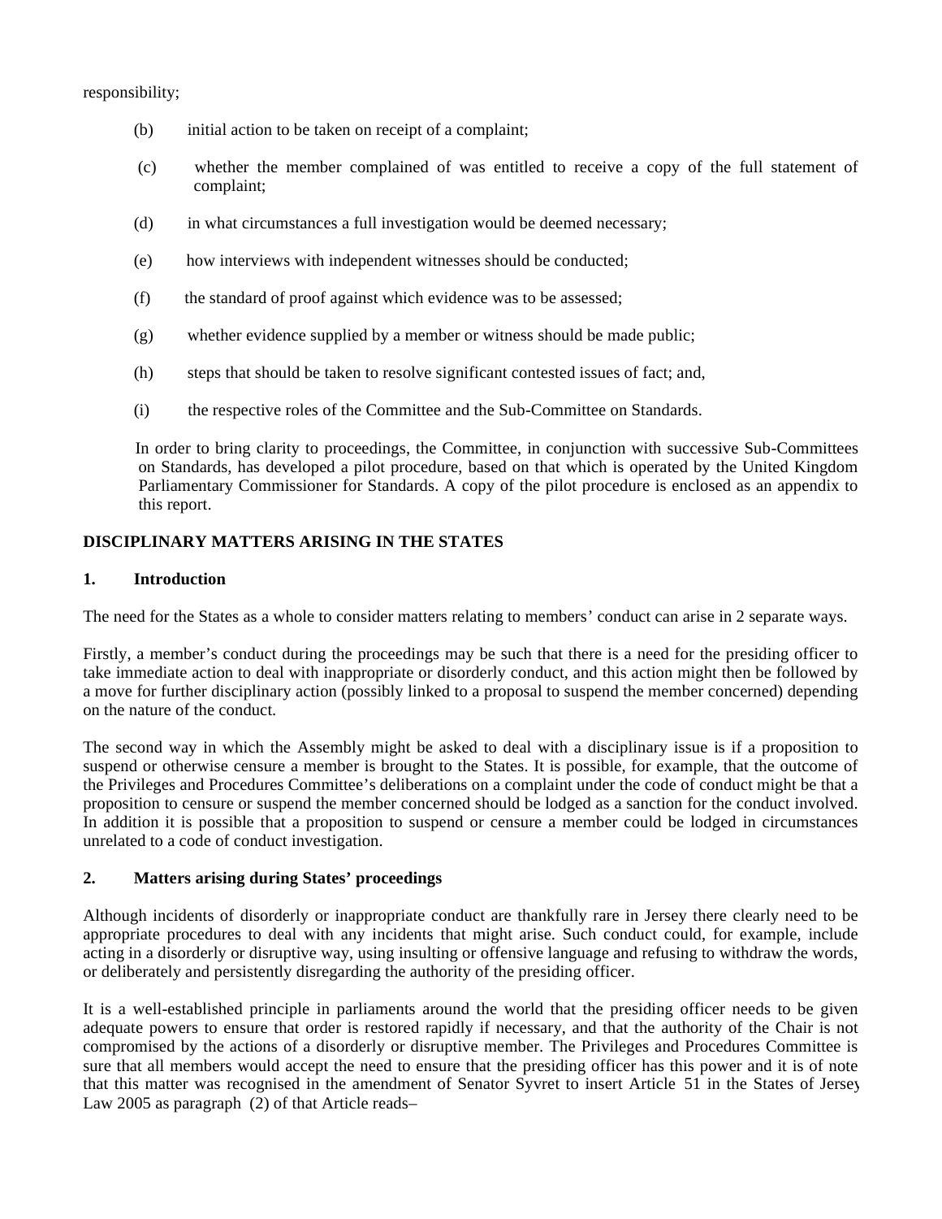responsibility;

(b) initial action to be taken on receipt of a complaint;

(c) whether the member complained of was entitled to receive a copy of the full statement of complaint;

(d) in what circumstances a full investigation would be deemed necessary;

(e) how interviews with independent witnesses should be conducted;

(f) the standard of proof against which evidence was to be assessed;

(g) whether evidence supplied by a member or witness should be made public;

(h) steps that should be taken to resolve significant contested issues of fact; and,

(i) the respective roles of the Committee and the Sub-Committee on Standards.

In order to bring clarity to proceedings, the Committee, in conjunction with successive Sub-Committees on Standards, has developed a pilot procedure, based on that which is operated by the United Kingdom Parliamentary Commissioner for Standards. A copy of the pilot procedure is enclosed as an appendix to this report.

**DISCIPLINARY MATTERS ARISING IN THE STATES**

**1. Introduction**

The need for the States as a whole to consider matters relating to members' conduct can arise in 2 separate ways.

Firstly, a member's conduct during the proceedings may be such that there is a need for the presiding officer to take immediate action to deal with inappropriate or disorderly conduct, and this action might then be followed by a move for further disciplinary action (possibly linked to a proposal to suspend the member concerned) depending on the nature of the conduct.

The second way in which the Assembly might be asked to deal with a disciplinary issue is if a proposition to suspend or otherwise censure a member is brought to the States. It is possible, for example, that the outcome of the Privileges and Procedures Committee's deliberations on a complaint under the code of conduct might be that a proposition to censure or suspend the member concerned should be lodged as a sanction for the conduct involved. In addition it is possible that a proposition to suspend or censure a member could be lodged in circumstances unrelated to a code of conduct investigation.

**2. Matters arising during States' proceedings**

Although incidents of disorderly or inappropriate conduct are thankfully rare in Jersey there clearly need to be appropriate procedures to deal with any incidents that might arise. Such conduct could, for example, include acting in a disorderly or disruptive way, using insulting or offensive language and refusing to withdraw the words, or deliberately and persistently disregarding the authority of the presiding officer.

It is a well-established principle in parliaments around the world that the presiding officer needs to be given adequate powers to ensure that order is restored rapidly if necessary, and that the authority of the Chair is not compromised by the actions of a disorderly or disruptive member. The Privileges and Procedures Committee is sure that all members would accept the need to ensure that the presiding officer has this power and it is of note that this matter was recognised in the amendment of Senator Syvret to insert Article 51 in the States of Jersey Law 2005 as paragraph (2) of that Article reads–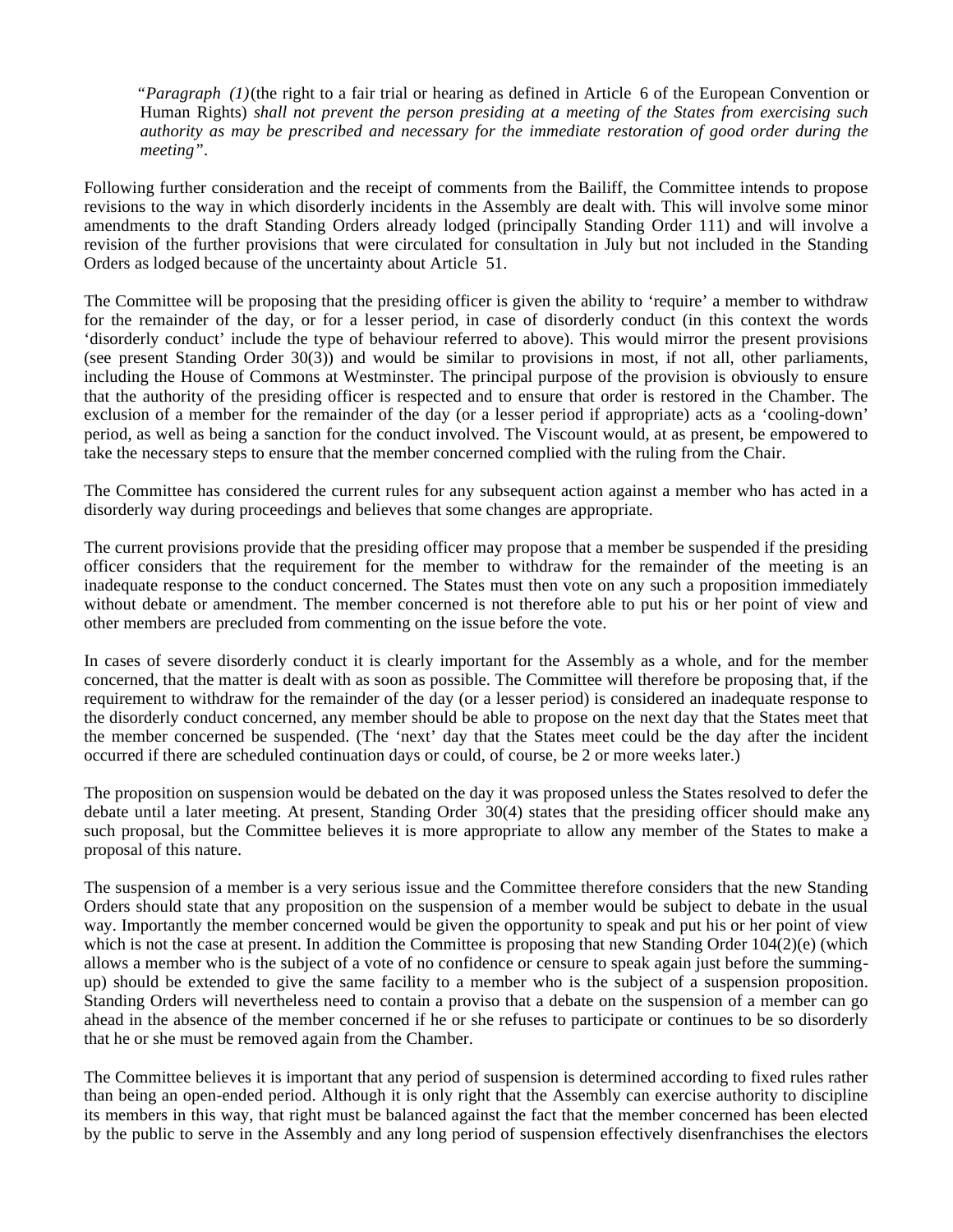> "*Paragraph (1)* (the right to a fair trial or hearing as defined in Article 6 of the European Convention on Human Rights) *shall not prevent the person presiding at a meeting of the States from exercising such authority as may be prescribed and necessary for the immediate restoration of good order during the meeting*".

Following further consideration and the receipt of comments from the Bailiff, the Committee intends to propose revisions to the way in which disorderly incidents in the Assembly are dealt with. This will involve some minor amendments to the draft Standing Orders already lodged (principally Standing Order 111) and will involve a revision of the further provisions that were circulated for consultation in July but not included in the Standing Orders as lodged because of the uncertainty about Article 51.

The Committee will be proposing that the presiding officer is given the ability to 'require' a member to withdraw for the remainder of the day, or for a lesser period, in case of disorderly conduct (in this context the words 'disorderly conduct' include the type of behaviour referred to above). This would mirror the present provisions (see present Standing Order 30(3)) and would be similar to provisions in most, if not all, other parliaments, including the House of Commons at Westminster. The principal purpose of the provision is obviously to ensure that the authority of the presiding officer is respected and to ensure that order is restored in the Chamber. The exclusion of a member for the remainder of the day (or a lesser period if appropriate) acts as a 'cooling-down' period, as well as being a sanction for the conduct involved. The Viscount would, at as present, be empowered to take the necessary steps to ensure that the member concerned complied with the ruling from the Chair.

The Committee has considered the current rules for any subsequent action against a member who has acted in a disorderly way during proceedings and believes that some changes are appropriate.

The current provisions provide that the presiding officer may propose that a member be suspended if the presiding officer considers that the requirement for the member to withdraw for the remainder of the meeting is an inadequate response to the conduct concerned. The States must then vote on any such a proposition immediately without debate or amendment. The member concerned is not therefore able to put his or her point of view and other members are precluded from commenting on the issue before the vote.

In cases of severe disorderly conduct it is clearly important for the Assembly as a whole, and for the member concerned, that the matter is dealt with as soon as possible. The Committee will therefore be proposing that, if the requirement to withdraw for the remainder of the day (or a lesser period) is considered an inadequate response to the disorderly conduct concerned, any member should be able to propose on the next day that the States meet that the member concerned be suspended. (The 'next' day that the States meet could be the day after the incident occurred if there are scheduled continuation days or could, of course, be 2 or more weeks later.)

The proposition on suspension would be debated on the day it was proposed unless the States resolved to defer the debate until a later meeting. At present, Standing Order 30(4) states that the presiding officer should make any such proposal, but the Committee believes it is more appropriate to allow any member of the States to make a proposal of this nature.

The suspension of a member is a very serious issue and the Committee therefore considers that the new Standing Orders should state that any proposition on the suspension of a member would be subject to debate in the usual way. Importantly the member concerned would be given the opportunity to speak and put his or her point of view which is not the case at present. In addition the Committee is proposing that new Standing Order 104(2)(e) (which allows a member who is the subject of a vote of no confidence or censure to speak again just before the summing-up) should be extended to give the same facility to a member who is the subject of a suspension proposition. Standing Orders will nevertheless need to contain a proviso that a debate on the suspension of a member can go ahead in the absence of the member concerned if he or she refuses to participate or continues to be so disorderly that he or she must be removed again from the Chamber.

The Committee believes it is important that any period of suspension is determined according to fixed rules rather than being an open-ended period. Although it is only right that the Assembly can exercise authority to discipline its members in this way, that right must be balanced against the fact that the member concerned has been elected by the public to serve in the Assembly and any long period of suspension effectively disenfranchises the electors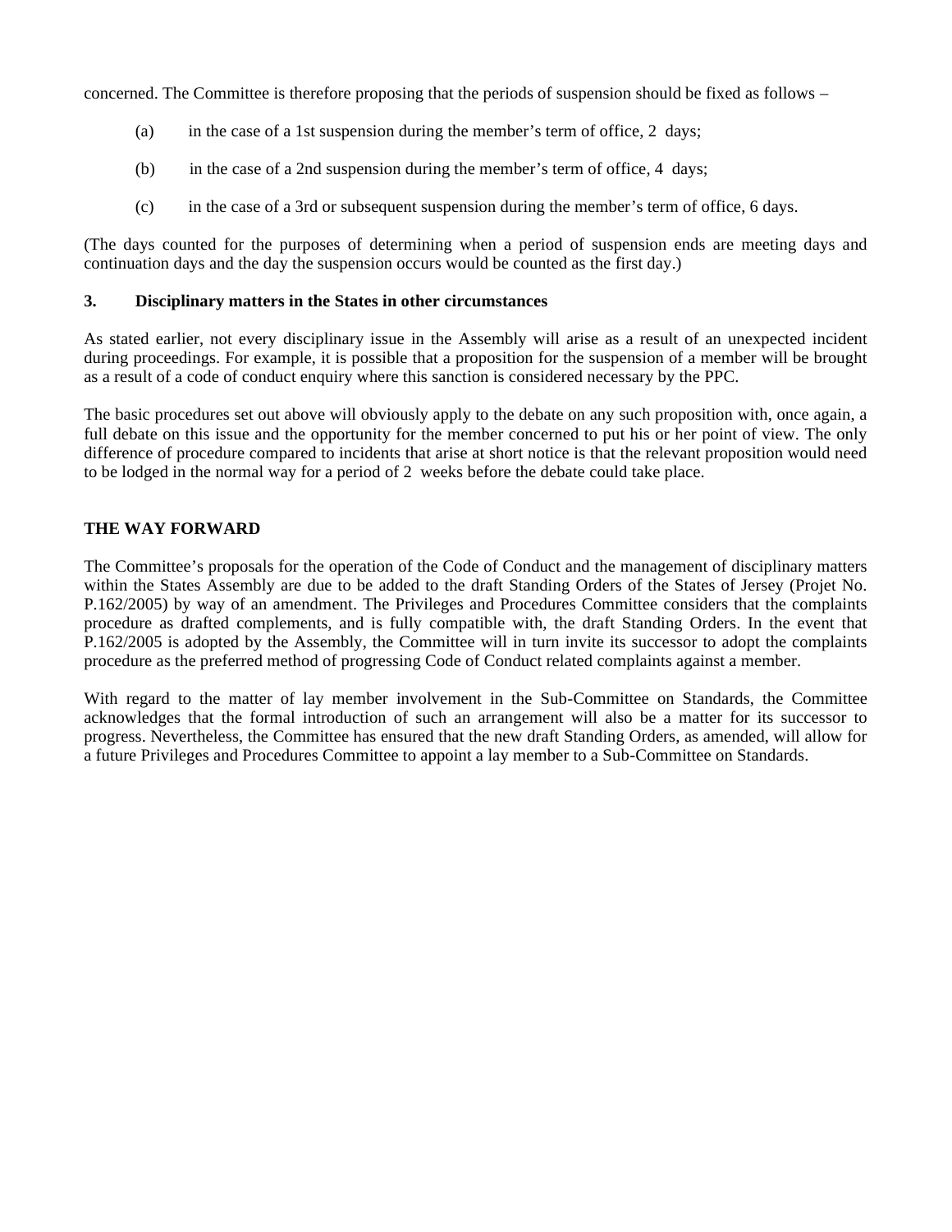concerned. The Committee is therefore proposing that the periods of suspension should be fixed as follows –

(a) in the case of a 1st suspension during the member's term of office, 2 days;

(b) in the case of a 2nd suspension during the member's term of office, 4 days;

(c) in the case of a 3rd or subsequent suspension during the member's term of office, 6 days.

(The days counted for the purposes of determining when a period of suspension ends are meeting days and continuation days and the day the suspension occurs would be counted as the first day.)

### 3. Disciplinary matters in the States in other circumstances

As stated earlier, not every disciplinary issue in the Assembly will arise as a result of an unexpected incident during proceedings. For example, it is possible that a proposition for the suspension of a member will be brought as a result of a code of conduct enquiry where this sanction is considered necessary by the PPC.

The basic procedures set out above will obviously apply to the debate on any such proposition with, once again, a full debate on this issue and the opportunity for the member concerned to put his or her point of view. The only difference of procedure compared to incidents that arise at short notice is that the relevant proposition would need to be lodged in the normal way for a period of 2 weeks before the debate could take place.

## THE WAY FORWARD

The Committee's proposals for the operation of the Code of Conduct and the management of disciplinary matters within the States Assembly are due to be added to the draft Standing Orders of the States of Jersey (Projet No. P.162/2005) by way of an amendment. The Privileges and Procedures Committee considers that the complaints procedure as drafted complements, and is fully compatible with, the draft Standing Orders. In the event that P.162/2005 is adopted by the Assembly, the Committee will in turn invite its successor to adopt the complaints procedure as the preferred method of progressing Code of Conduct related complaints against a member.

With regard to the matter of lay member involvement in the Sub-Committee on Standards, the Committee acknowledges that the formal introduction of such an arrangement will also be a matter for its successor to progress. Nevertheless, the Committee has ensured that the new draft Standing Orders, as amended, will allow for a future Privileges and Procedures Committee to appoint a lay member to a Sub-Committee on Standards.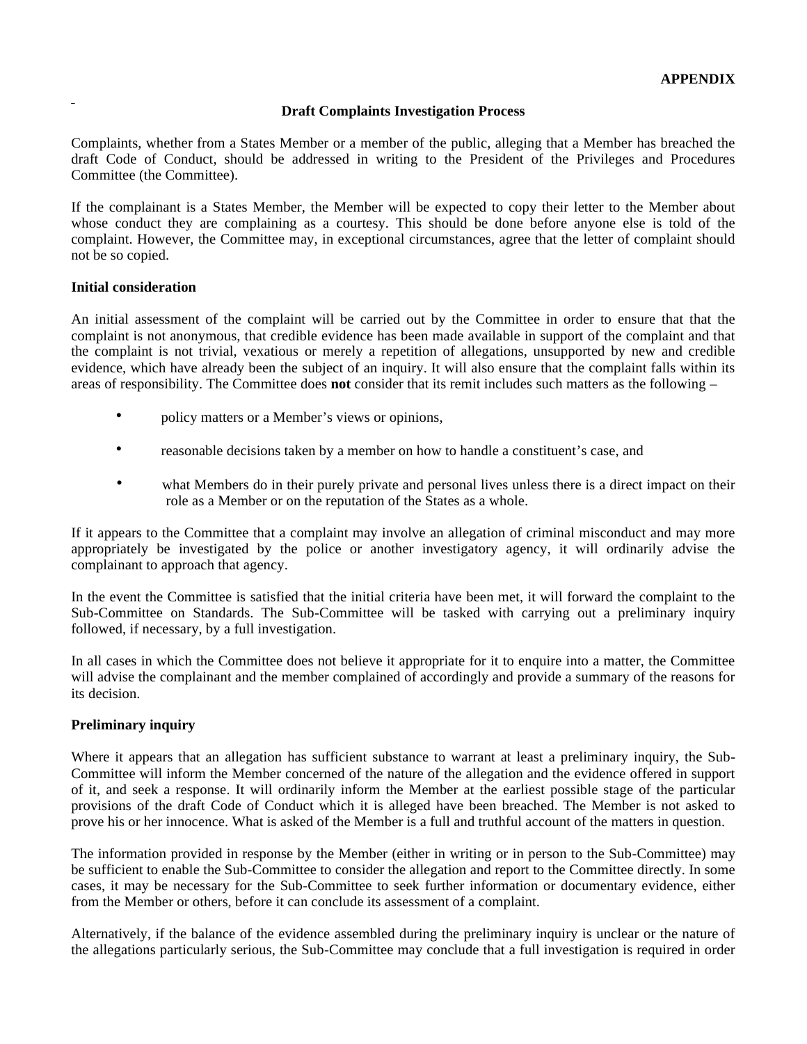**APPENDIX**

**Draft Complaints Investigation Process**

Complaints, whether from a States Member or a member of the public, alleging that a Member has breached the draft Code of Conduct, should be addressed in writing to the President of the Privileges and Procedures Committee (the Committee).

If the complainant is a States Member, the Member will be expected to copy their letter to the Member about whose conduct they are complaining as a courtesy. This should be done before anyone else is told of the complaint. However, the Committee may, in exceptional circumstances, agree that the letter of complaint should not be so copied.

**Initial consideration**

An initial assessment of the complaint will be carried out by the Committee in order to ensure that that the complaint is not anonymous, that credible evidence has been made available in support of the complaint and that the complaint is not trivial, vexatious or merely a repetition of allegations, unsupported by new and credible evidence, which have already been the subject of an inquiry. It will also ensure that the complaint falls within its areas of responsibility. The Committee does **not** consider that its remit includes such matters as the following –

- policy matters or a Member's views or opinions,
- reasonable decisions taken by a member on how to handle a constituent's case, and
- what Members do in their purely private and personal lives unless there is a direct impact on their role as a Member or on the reputation of the States as a whole.

If it appears to the Committee that a complaint may involve an allegation of criminal misconduct and may more appropriately be investigated by the police or another investigatory agency, it will ordinarily advise the complainant to approach that agency.

In the event the Committee is satisfied that the initial criteria have been met, it will forward the complaint to the Sub-Committee on Standards. The Sub-Committee will be tasked with carrying out a preliminary inquiry followed, if necessary, by a full investigation.

In all cases in which the Committee does not believe it appropriate for it to enquire into a matter, the Committee will advise the complainant and the member complained of accordingly and provide a summary of the reasons for its decision.

**Preliminary inquiry**

Where it appears that an allegation has sufficient substance to warrant at least a preliminary inquiry, the Sub-Committee will inform the Member concerned of the nature of the allegation and the evidence offered in support of it, and seek a response. It will ordinarily inform the Member at the earliest possible stage of the particular provisions of the draft Code of Conduct which it is alleged have been breached. The Member is not asked to prove his or her innocence. What is asked of the Member is a full and truthful account of the matters in question.

The information provided in response by the Member (either in writing or in person to the Sub-Committee) may be sufficient to enable the Sub-Committee to consider the allegation and report to the Committee directly. In some cases, it may be necessary for the Sub-Committee to seek further information or documentary evidence, either from the Member or others, before it can conclude its assessment of a complaint.

Alternatively, if the balance of the evidence assembled during the preliminary inquiry is unclear or the nature of the allegations particularly serious, the Sub-Committee may conclude that a full investigation is required in order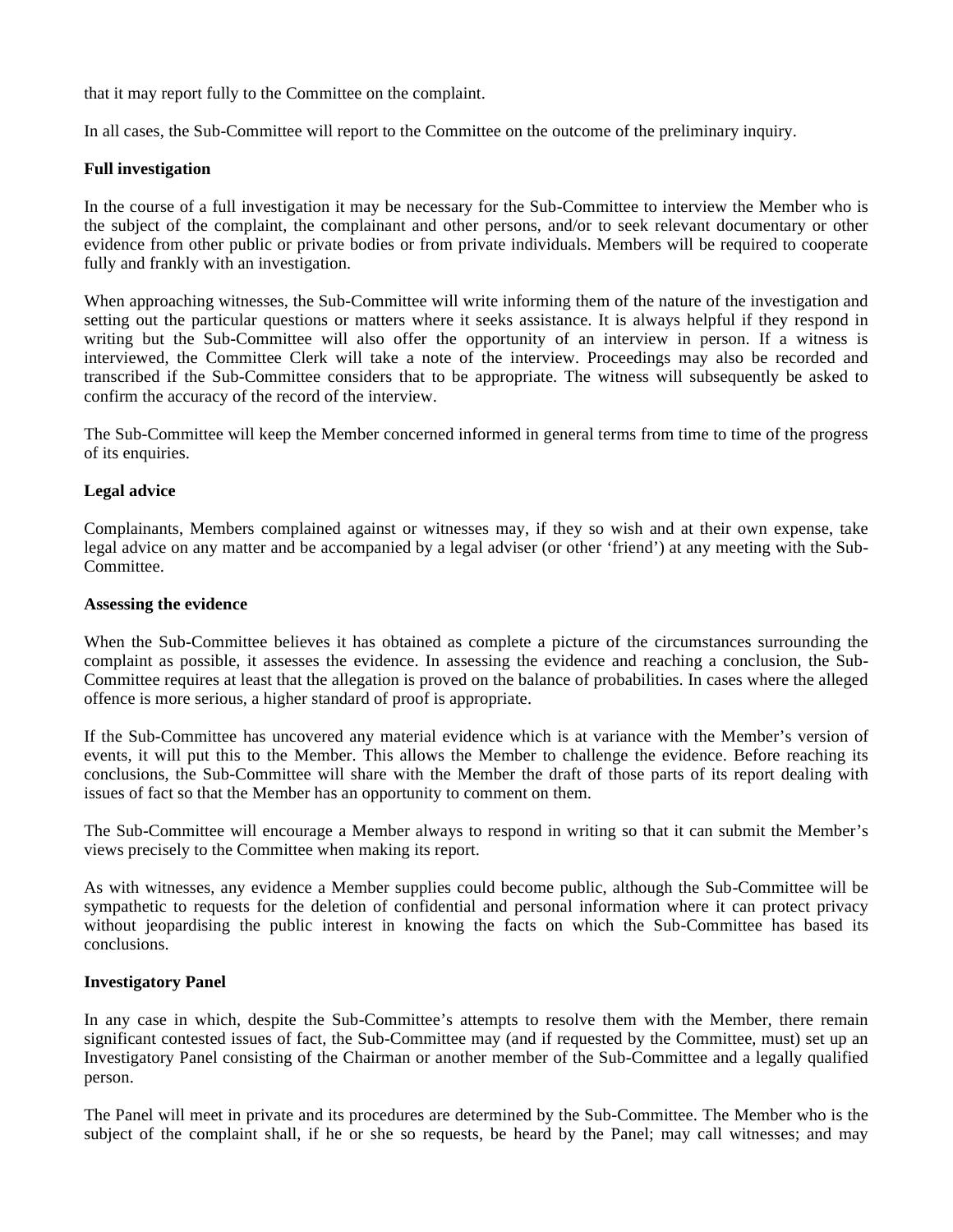that it may report fully to the Committee on the complaint.

In all cases, the Sub-Committee will report to the Committee on the outcome of the preliminary inquiry.

**Full investigation**

In the course of a full investigation it may be necessary for the Sub-Committee to interview the Member who is the subject of the complaint, the complainant and other persons, and/or to seek relevant documentary or other evidence from other public or private bodies or from private individuals. Members will be required to cooperate fully and frankly with an investigation.

When approaching witnesses, the Sub-Committee will write informing them of the nature of the investigation and setting out the particular questions or matters where it seeks assistance. It is always helpful if they respond in writing but the Sub-Committee will also offer the opportunity of an interview in person. If a witness is interviewed, the Committee Clerk will take a note of the interview. Proceedings may also be recorded and transcribed if the Sub-Committee considers that to be appropriate. The witness will subsequently be asked to confirm the accuracy of the record of the interview.

The Sub-Committee will keep the Member concerned informed in general terms from time to time of the progress of its enquiries.

**Legal advice**

Complainants, Members complained against or witnesses may, if they so wish and at their own expense, take legal advice on any matter and be accompanied by a legal adviser (or other 'friend') at any meeting with the Sub-Committee.

**Assessing the evidence**

When the Sub-Committee believes it has obtained as complete a picture of the circumstances surrounding the complaint as possible, it assesses the evidence. In assessing the evidence and reaching a conclusion, the Sub-Committee requires at least that the allegation is proved on the balance of probabilities. In cases where the alleged offence is more serious, a higher standard of proof is appropriate.

If the Sub-Committee has uncovered any material evidence which is at variance with the Member's version of events, it will put this to the Member. This allows the Member to challenge the evidence. Before reaching its conclusions, the Sub-Committee will share with the Member the draft of those parts of its report dealing with issues of fact so that the Member has an opportunity to comment on them.

The Sub-Committee will encourage a Member always to respond in writing so that it can submit the Member's views precisely to the Committee when making its report.

As with witnesses, any evidence a Member supplies could become public, although the Sub-Committee will be sympathetic to requests for the deletion of confidential and personal information where it can protect privacy without jeopardising the public interest in knowing the facts on which the Sub-Committee has based its conclusions.

**Investigatory Panel**

In any case in which, despite the Sub-Committee's attempts to resolve them with the Member, there remain significant contested issues of fact, the Sub-Committee may (and if requested by the Committee, must) set up an Investigatory Panel consisting of the Chairman or another member of the Sub-Committee and a legally qualified person.

The Panel will meet in private and its procedures are determined by the Sub-Committee. The Member who is the subject of the complaint shall, if he or she so requests, be heard by the Panel; may call witnesses; and may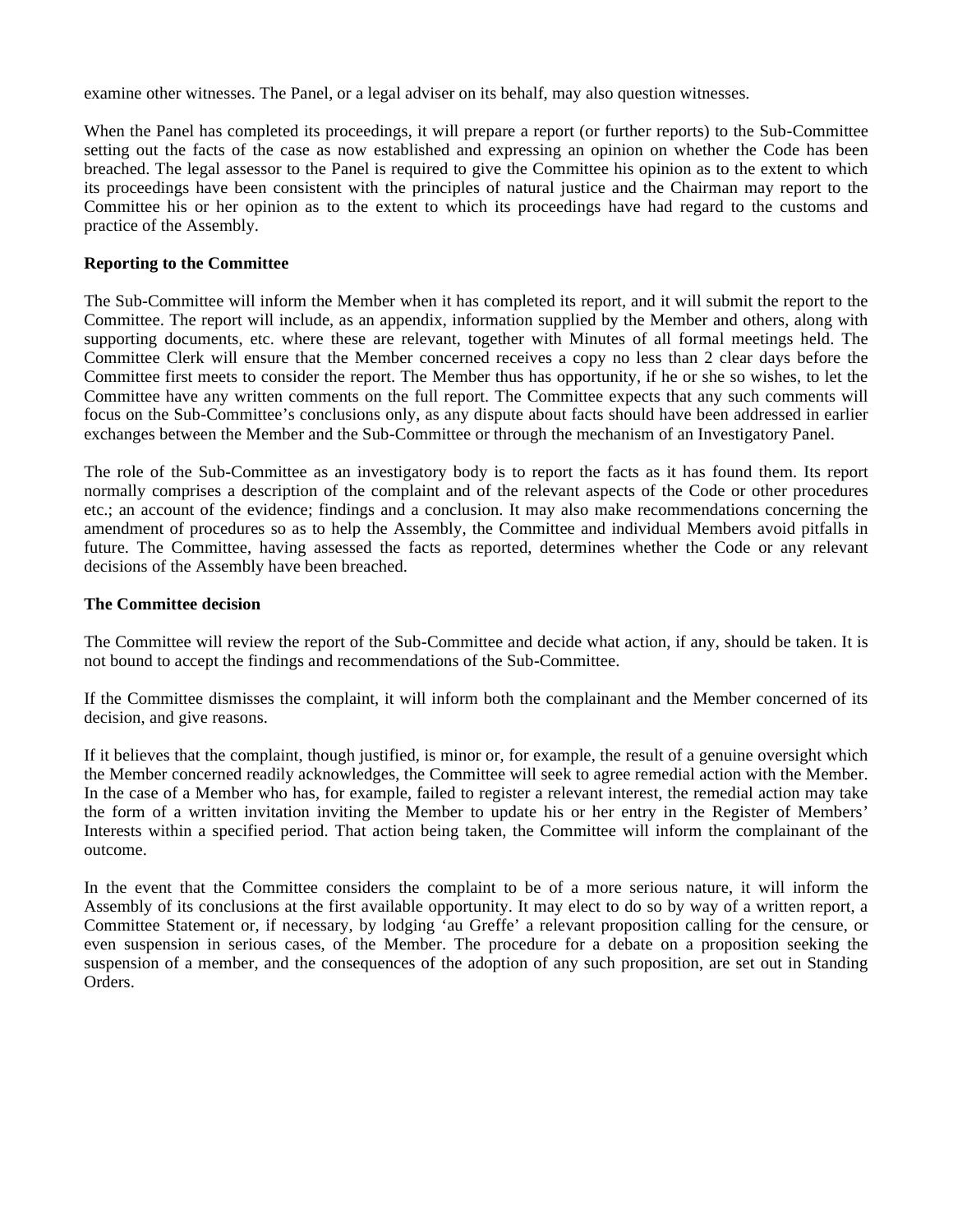examine other witnesses. The Panel, or a legal adviser on its behalf, may also question witnesses.

When the Panel has completed its proceedings, it will prepare a report (or further reports) to the Sub-Committee setting out the facts of the case as now established and expressing an opinion on whether the Code has been breached. The legal assessor to the Panel is required to give the Committee his opinion as to the extent to which its proceedings have been consistent with the principles of natural justice and the Chairman may report to the Committee his or her opinion as to the extent to which its proceedings have had regard to the customs and practice of the Assembly.

**Reporting to the Committee**

The Sub-Committee will inform the Member when it has completed its report, and it will submit the report to the Committee. The report will include, as an appendix, information supplied by the Member and others, along with supporting documents, etc. where these are relevant, together with Minutes of all formal meetings held. The Committee Clerk will ensure that the Member concerned receives a copy no less than 2 clear days before the Committee first meets to consider the report. The Member thus has opportunity, if he or she so wishes, to let the Committee have any written comments on the full report. The Committee expects that any such comments will focus on the Sub-Committee's conclusions only, as any dispute about facts should have been addressed in earlier exchanges between the Member and the Sub-Committee or through the mechanism of an Investigatory Panel.

The role of the Sub-Committee as an investigatory body is to report the facts as it has found them. Its report normally comprises a description of the complaint and of the relevant aspects of the Code or other procedures etc.; an account of the evidence; findings and a conclusion. It may also make recommendations concerning the amendment of procedures so as to help the Assembly, the Committee and individual Members avoid pitfalls in future. The Committee, having assessed the facts as reported, determines whether the Code or any relevant decisions of the Assembly have been breached.

**The Committee decision**

The Committee will review the report of the Sub-Committee and decide what action, if any, should be taken. It is not bound to accept the findings and recommendations of the Sub-Committee.

If the Committee dismisses the complaint, it will inform both the complainant and the Member concerned of its decision, and give reasons.

If it believes that the complaint, though justified, is minor or, for example, the result of a genuine oversight which the Member concerned readily acknowledges, the Committee will seek to agree remedial action with the Member. In the case of a Member who has, for example, failed to register a relevant interest, the remedial action may take the form of a written invitation inviting the Member to update his or her entry in the Register of Members' Interests within a specified period. That action being taken, the Committee will inform the complainant of the outcome.

In the event that the Committee considers the complaint to be of a more serious nature, it will inform the Assembly of its conclusions at the first available opportunity. It may elect to do so by way of a written report, a Committee Statement or, if necessary, by lodging 'au Greffe' a relevant proposition calling for the censure, or even suspension in serious cases, of the Member. The procedure for a debate on a proposition seeking the suspension of a member, and the consequences of the adoption of any such proposition, are set out in Standing Orders.